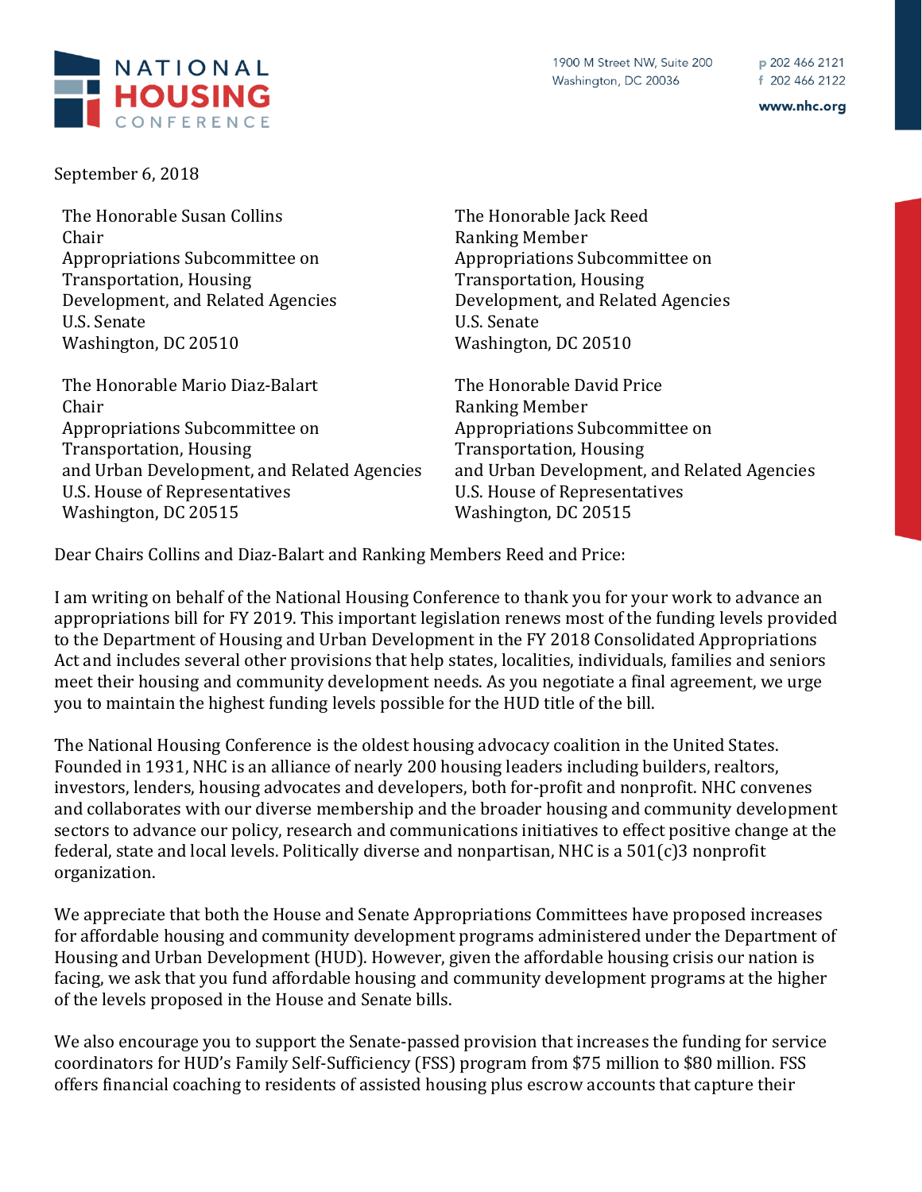NATIONAL HOUSING CONFERENCE

1900 M Street NW, Suite 200
Washington, DC 20036

p 202 466 2121
f 202 466 2122
www.nhc.org

September 6, 2018

The Honorable Susan Collins
Chair
Appropriations Subcommittee on
Transportation, Housing
Development, and Related Agencies
U.S. Senate
Washington, DC 20510

The Honorable Jack Reed
Ranking Member
Appropriations Subcommittee on
Transportation, Housing
Development, and Related Agencies
U.S. Senate
Washington, DC 20510

The Honorable Mario Diaz-Balart
Chair
Appropriations Subcommittee on
Transportation, Housing
and Urban Development, and Related Agencies
U.S. House of Representatives
Washington, DC 20515

The Honorable David Price
Ranking Member
Appropriations Subcommittee on
Transportation, Housing
and Urban Development, and Related Agencies
U.S. House of Representatives
Washington, DC 20515

Dear Chairs Collins and Diaz-Balart and Ranking Members Reed and Price:

I am writing on behalf of the National Housing Conference to thank you for your work to advance an appropriations bill for FY 2019. This important legislation renews most of the funding levels provided to the Department of Housing and Urban Development in the FY 2018 Consolidated Appropriations Act and includes several other provisions that help states, localities, individuals, families and seniors meet their housing and community development needs. As you negotiate a final agreement, we urge you to maintain the highest funding levels possible for the HUD title of the bill.

The National Housing Conference is the oldest housing advocacy coalition in the United States. Founded in 1931, NHC is an alliance of nearly 200 housing leaders including builders, realtors, investors, lenders, housing advocates and developers, both for-profit and nonprofit. NHC convenes and collaborates with our diverse membership and the broader housing and community development sectors to advance our policy, research and communications initiatives to effect positive change at the federal, state and local levels. Politically diverse and nonpartisan, NHC is a 501(c)3 nonprofit organization.

We appreciate that both the House and Senate Appropriations Committees have proposed increases for affordable housing and community development programs administered under the Department of Housing and Urban Development (HUD). However, given the affordable housing crisis our nation is facing, we ask that you fund affordable housing and community development programs at the higher of the levels proposed in the House and Senate bills.

We also encourage you to support the Senate-passed provision that increases the funding for service coordinators for HUD's Family Self-Sufficiency (FSS) program from $75 million to $80 million. FSS offers financial coaching to residents of assisted housing plus escrow accounts that capture their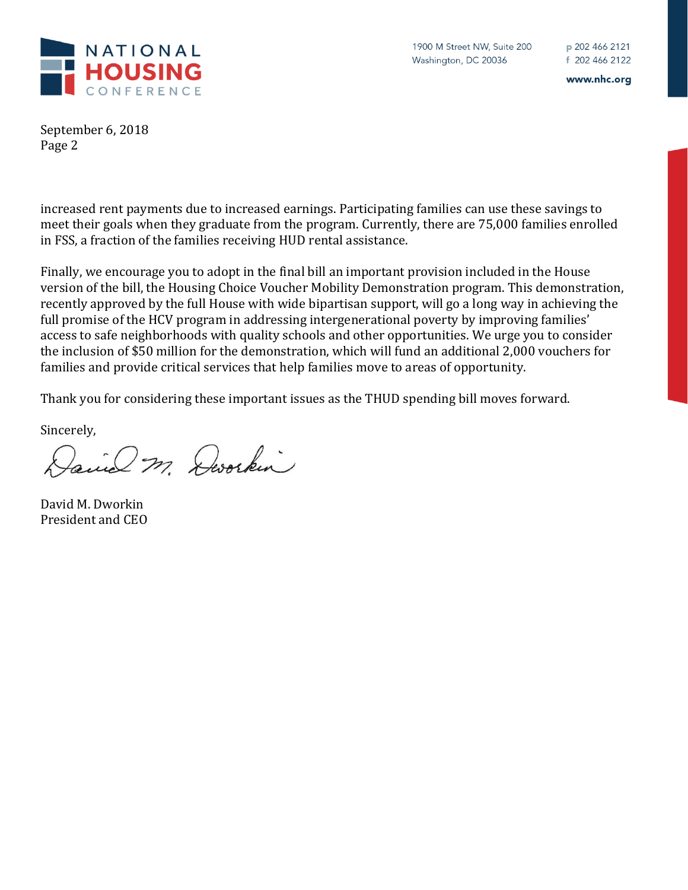increased rent payments due to increased earnings. Participating families can use these savings to meet their goals when they graduate from the program. Currently, there are 75,000 families enrolled in FSS, a fraction of the families receiving HUD rental assistance.

Finally, we encourage you to adopt in the final bill an important provision included in the House version of the bill, the Housing Choice Voucher Mobility Demonstration program. This demonstration, recently approved by the full House with wide bipartisan support, will go a long way in achieving the full promise of the HCV program in addressing intergenerational poverty by improving families' access to safe neighborhoods with quality schools and other opportunities. We urge you to consider the inclusion of $50 million for the demonstration, which will fund an additional 2,000 vouchers for families and provide critical services that help families move to areas of opportunity.

Thank you for considering these important issues as the THUD spending bill moves forward.

Sincerely,

David M. Dworkin
President and CEO